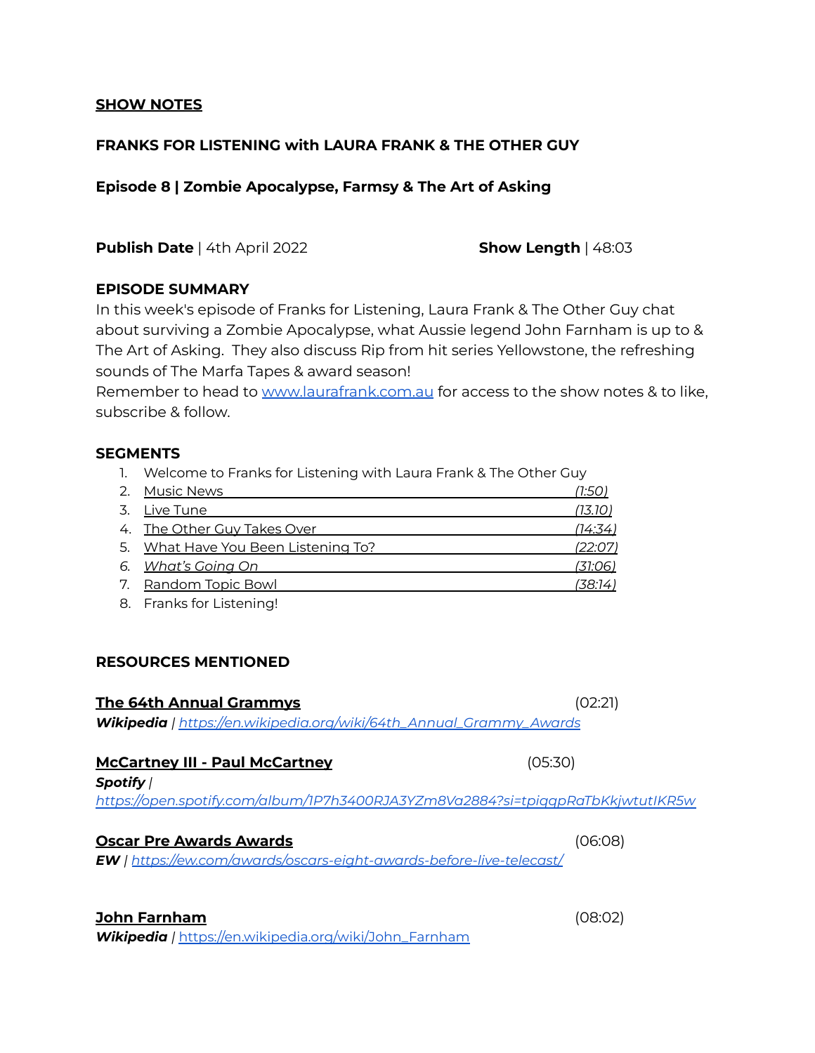**SHOW NOTES**

**FRANKS FOR LISTENING with LAURA FRANK & THE OTHER GUY**

**Episode 8 | Zombie Apocalypse, Farmsy & The Art of Asking**

**Publish Date** | 4th April 2022

**Show Length** | 48:03

**EPISODE SUMMARY**

In this week's episode of Franks for Listening, Laura Frank & The Other Guy chat about surviving a Zombie Apocalypse, what Aussie legend John Farnham is up to & The Art of Asking. They also discuss Rip from hit series Yellowstone, the refreshing sounds of The Marfa Tapes & award season!

Remember to head to [www.laurafrank.com.au](http://www.laurafrank.com.au) for access to the show notes & to like, subscribe & follow.

**SEGMENTS**

1. Welcome to Franks for Listening with Laura Frank & The Other Guy
2. Music News *(1:50)*
3. Live Tune *(13.10)*
4. The Other Guy Takes Over *(14:34)*
5. What Have You Been Listening To? *(22:07)*
6. *What's Going On* *(31:06)*
7. Random Topic Bowl *(38:14)*
8. Franks for Listening!

**RESOURCES MENTIONED**

**The 64th Annual Grammys** (02:21)
***Wikipedia*** | *[https://en.wikipedia.org/wiki/64th_Annual_Grammy_Awards](https://en.wikipedia.org/wiki/64th_Annual_Grammy_Awards)*

**McCartney III - Paul McCartney** (05:30)
***Spotify*** |
*[https://open.spotify.com/album/1P7h3400RJA3YZm8Va2884?si=tpiqqpRaTbKkjwtutIKR5w](https://open.spotify.com/album/1P7h3400RJA3YZm8Va2884?si=tpiqqpRaTbKkjwtutIKR5w)*

**Oscar Pre Awards Awards** (06:08)
***EW*** | *[https://ew.com/awards/oscars-eight-awards-before-live-telecast/](https://ew.com/awards/oscars-eight-awards-before-live-telecast/)*

**John Farnham** (08:02)
***Wikipedia*** | [https://en.wikipedia.org/wiki/John_Farnham](https://en.wikipedia.org/wiki/John_Farnham)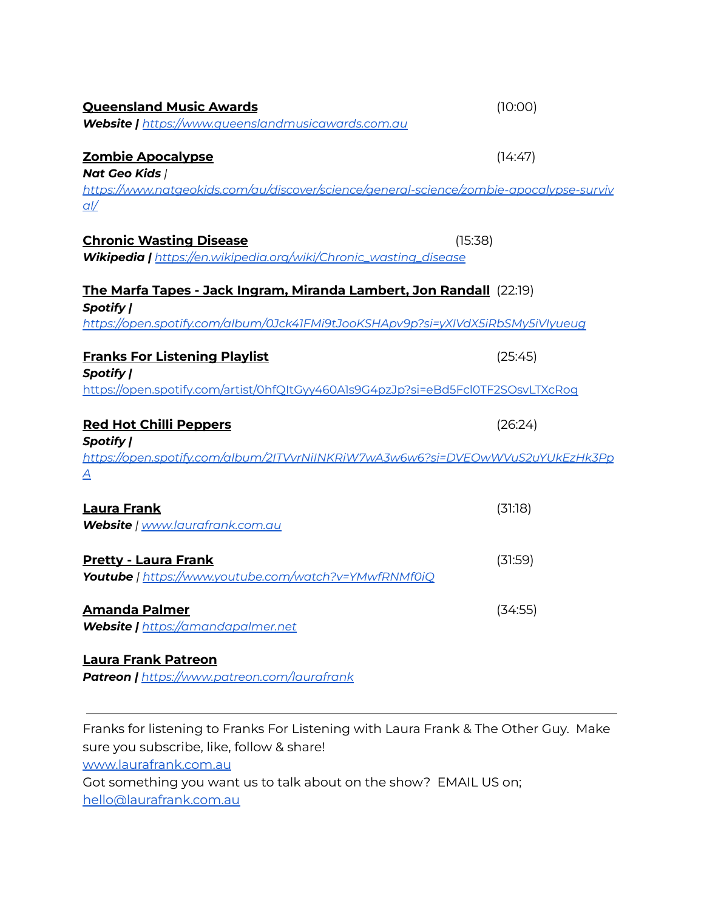**Queensland Music Awards** (10:00)
***Website |*** *https://www.queenslandmusicawards.com.au*

**Zombie Apocalypse** (14:47)
***Nat Geo Kids*** |
*https://www.natgeokids.com/au/discover/science/general-science/zombie-apocalypse-survival/*

**Chronic Wasting Disease** (15:38)
***Wikipedia |*** *https://en.wikipedia.org/wiki/Chronic_wasting_disease*

**The Marfa Tapes - Jack Ingram, Miranda Lambert, Jon Randall** (22:19)
***Spotify |***
*https://open.spotify.com/album/0Jck41FMi9tJooKSHApv9p?si=yXIVdX5iRbSMy5iVlyueug*

**Franks For Listening Playlist** (25:45)
***Spotify |***
https://open.spotify.com/artist/0hfQItGyy460A1s9G4pzJp?si=eBd5Fcl0TF2SOsvLTXcRog

**Red Hot Chilli Peppers** (26:24)
***Spotify |***
*https://open.spotify.com/album/2ITVvrNiINKRiW7wA3w6w6?si=DVEOwWVuS2uYUkEzHk3PpA*

**Laura Frank** (31:18)
***Website*** | *www.laurafrank.com.au*

**Pretty - Laura Frank** (31:59)
***Youtube*** | *https://www.youtube.com/watch?v=YMwfRNMf0iQ*

**Amanda Palmer** (34:55)
***Website |*** *https://amandapalmer.net*

**Laura Frank Patreon**
***Patreon |*** *https://www.patreon.com/laurafrank*

---

Franks for listening to Franks For Listening with Laura Frank & The Other Guy. Make sure you subscribe, like, follow & share!
www.laurafrank.com.au
Got something you want us to talk about on the show? EMAIL US on;
hello@laurafrank.com.au